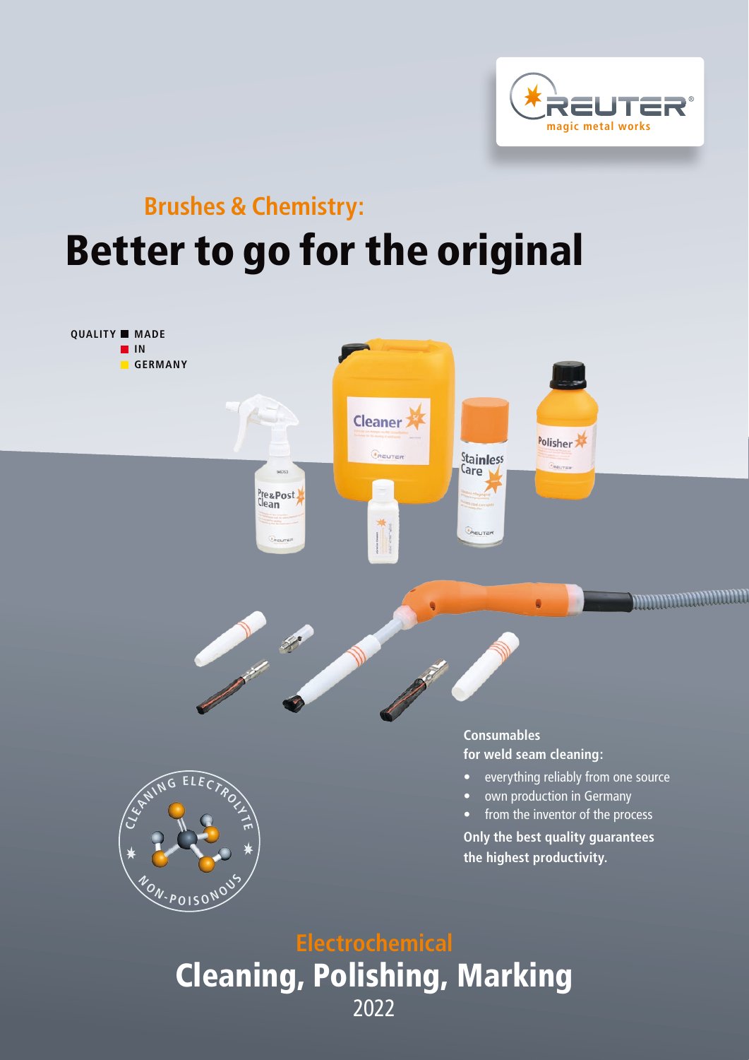REUTER® magic metal works

## Brushes & Chemistry:

# Better to go for the original

QUALITY MADE IN GERMANY

**Consumables for weld seam cleaning:**

- everything reliably from one source
- own production in Germany
- from the inventor of the process

**Only the best quality guarantees the highest productivity.**

CLEANING ELECTROLYTE NON-POISONOUS

## Electrochemical

# Cleaning, Polishing, Marking

2022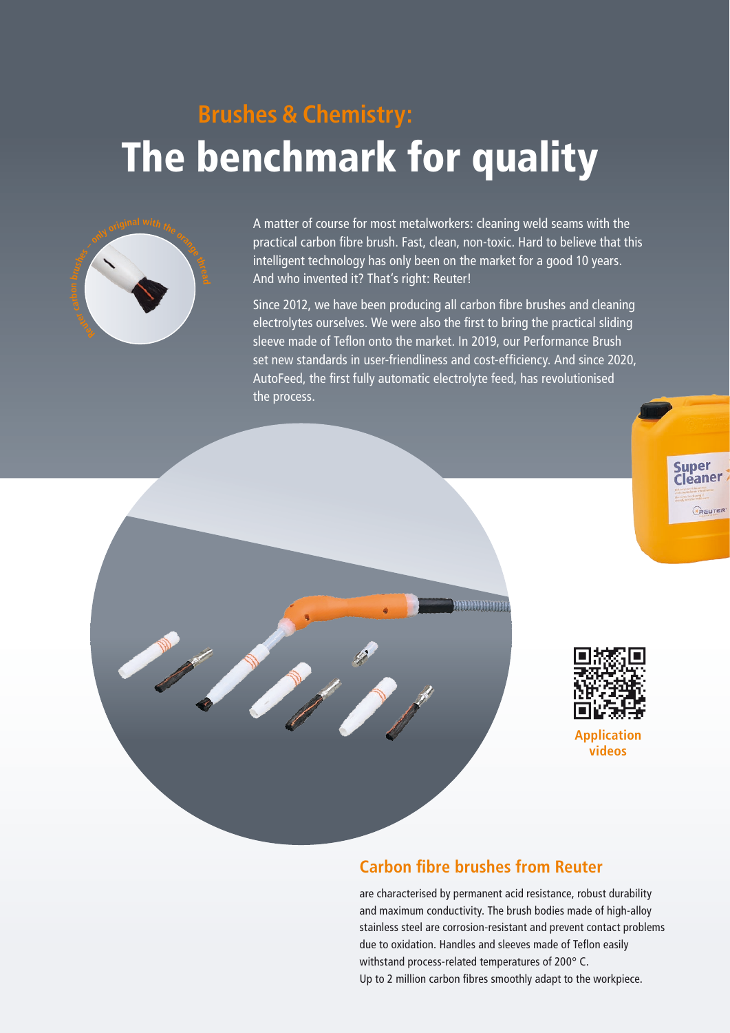## Brushes & Chemistry:

# The benchmark for quality

Reuter carbon brushes – only original with the orange thread

A matter of course for most metalworkers: cleaning weld seams with the practical carbon fibre brush. Fast, clean, non-toxic. Hard to believe that this intelligent technology has only been on the market for a good 10 years. And who invented it? That's right: Reuter!

Since 2012, we have been producing all carbon fibre brushes and cleaning electrolytes ourselves. We were also the first to bring the practical sliding sleeve made of Teflon onto the market. In 2019, our Performance Brush set new standards in user-friendliness and cost-efficiency. And since 2020, AutoFeed, the first fully automatic electrolyte feed, has revolutionised the process.

Application videos

## Carbon fibre brushes from Reuter

are characterised by permanent acid resistance, robust durability and maximum conductivity. The brush bodies made of high-alloy stainless steel are corrosion-resistant and prevent contact problems due to oxidation. Handles and sleeves made of Teflon easily withstand process-related temperatures of 200° C.
Up to 2 million carbon fibres smoothly adapt to the workpiece.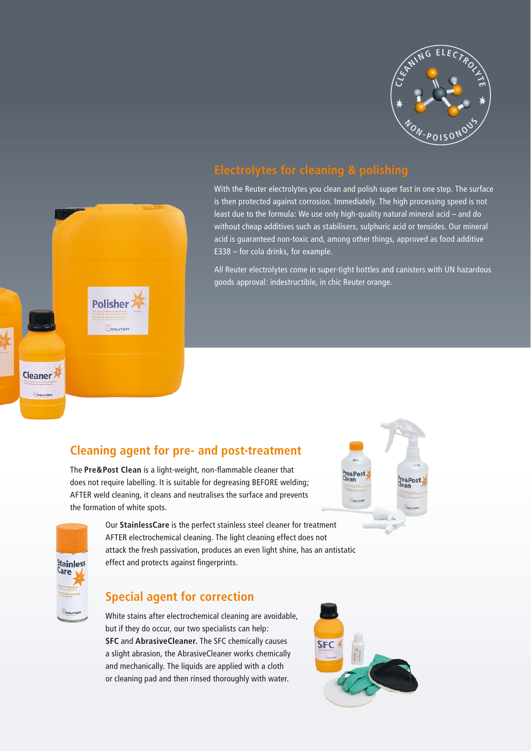## Electrolytes for cleaning & polishing

With the Reuter electrolytes you clean and polish super fast in one step. The surface is then protected against corrosion. Immediately. The high processing speed is not least due to the formula: We use only high-quality natural mineral acid – and do without cheap additives such as stabilisers, sulphuric acid or tensides. Our mineral acid is guaranteed non-toxic and, among other things, approved as food additive E338 – for cola drinks, for example.

All Reuter electrolytes come in super-tight bottles and canisters with UN hazardous goods approval: indestructible, in chic Reuter orange.

## Cleaning agent for pre- and post-treatment

The **Pre&Post Clean** is a light-weight, non-flammable cleaner that does not require labelling. It is suitable for degreasing BEFORE welding; AFTER weld cleaning, it cleans and neutralises the surface and prevents the formation of white spots.

Our **StainlessCare** is the perfect stainless steel cleaner for treatment AFTER electrochemical cleaning. The light cleaning effect does not attack the fresh passivation, produces an even light shine, has an antistatic effect and protects against fingerprints.

## Special agent for correction

White stains after electrochemical cleaning are avoidable, but if they do occur, our two specialists can help: **SFC** and **AbrasiveCleaner.** The SFC chemically causes a slight abrasion, the AbrasiveCleaner works chemically and mechanically. The liquids are applied with a cloth or cleaning pad and then rinsed thoroughly with water.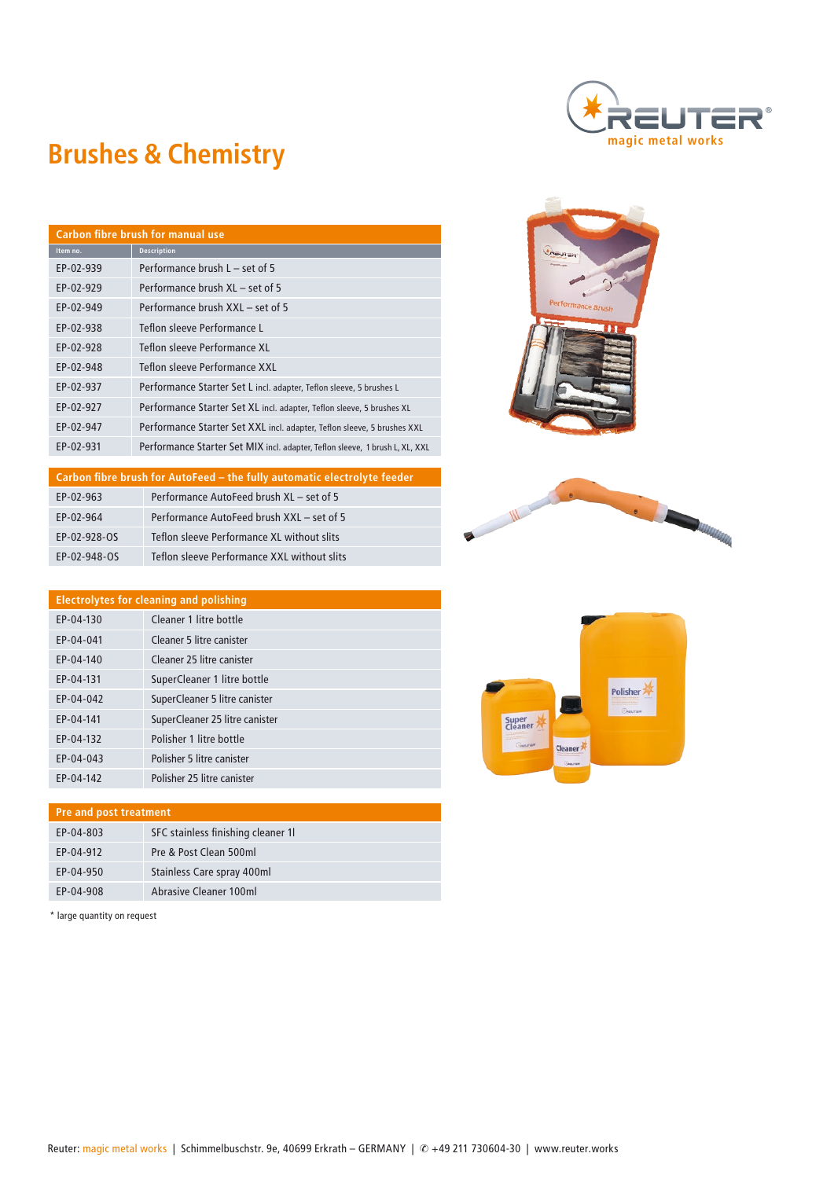# Brushes & Chemistry

| Carbon fibre brush for manual use | |
|---|---|
| Item no. | Description |
| EP-02-939 | Performance brush L – set of 5 |
| EP-02-929 | Performance brush XL – set of 5 |
| EP-02-949 | Performance brush XXL – set of 5 |
| EP-02-938 | Teflon sleeve Performance L |
| EP-02-928 | Teflon sleeve Performance XL |
| EP-02-948 | Teflon sleeve Performance XXL |
| EP-02-937 | Performance Starter Set L incl. adapter, Teflon sleeve, 5 brushes L |
| EP-02-927 | Performance Starter Set XL incl. adapter, Teflon sleeve, 5 brushes XL |
| EP-02-947 | Performance Starter Set XXL incl. adapter, Teflon sleeve, 5 brushes XXL |
| EP-02-931 | Performance Starter Set MIX incl. adapter, Teflon sleeve, 1 brush L, XL, XXL |

| Carbon fibre brush for AutoFeed – the fully automatic electrolyte feeder | |
|---|---|
| EP-02-963 | Performance AutoFeed brush XL – set of 5 |
| EP-02-964 | Performance AutoFeed brush XXL – set of 5 |
| EP-02-928-OS | Teflon sleeve Performance XL without slits |
| EP-02-948-OS | Teflon sleeve Performance XXL without slits |

| Electrolytes for cleaning and polishing | |
|---|---|
| EP-04-130 | Cleaner 1 litre bottle |
| EP-04-041 | Cleaner 5 litre canister |
| EP-04-140 | Cleaner 25 litre canister |
| EP-04-131 | SuperCleaner 1 litre bottle |
| EP-04-042 | SuperCleaner 5 litre canister |
| EP-04-141 | SuperCleaner 25 litre canister |
| EP-04-132 | Polisher 1 litre bottle |
| EP-04-043 | Polisher 5 litre canister |
| EP-04-142 | Polisher 25 litre canister |

| Pre and post treatment | |
|---|---|
| EP-04-803 | SFC stainless finishing cleaner 1l |
| EP-04-912 | Pre & Post Clean 500ml |
| EP-04-950 | Stainless Care spray 400ml |
| EP-04-908 | Abrasive Cleaner 100ml |

* large quantity on request

Reuter: magic metal works | Schimmelbuschstr. 9e, 40699 Erkrath – GERMANY | ✆ +49 211 730604-30 | www.reuter.works